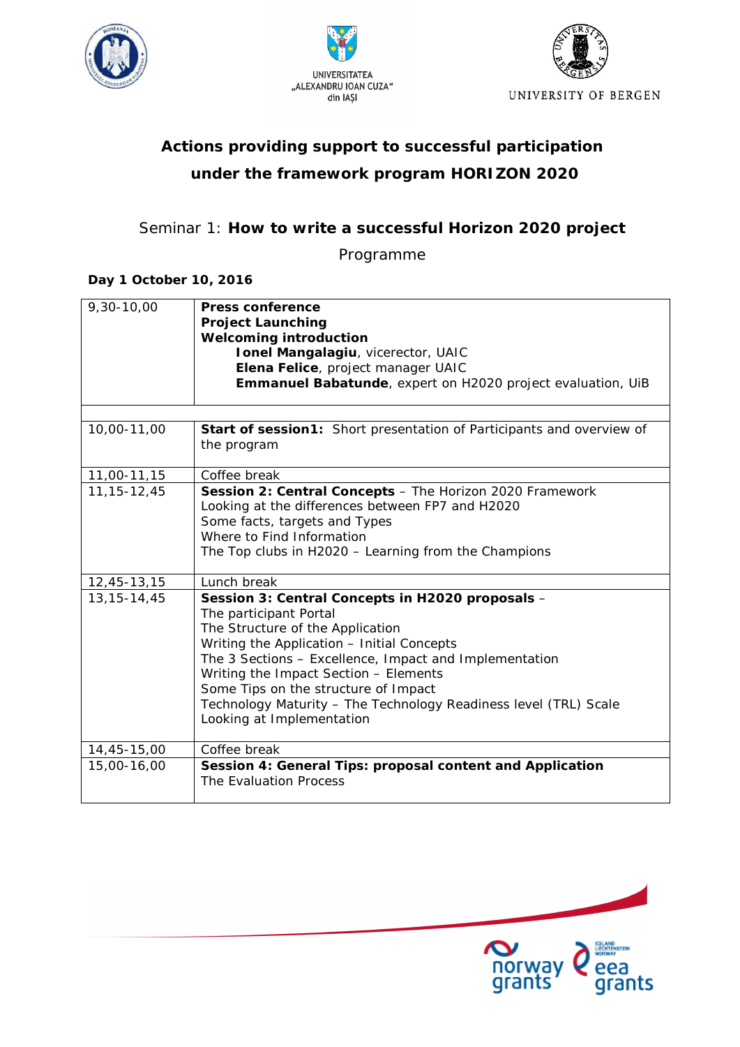UNIVERSITATEA „ALEXANDRU IOAN CUZA" din IAȘI

UNIVERSITY OF BERGEN

# Actions providing support to successful participation under the framework program HORIZON 2020

## Seminar 1: **How to write a successful Horizon 2020 project**

Programme

**Day 1 October 10, 2016**

| | |
|---|---|
| 9,30-10,00 | **Press conference**<br>**Project Launching**<br>**Welcoming introduction**<br>**Ionel Mangalagiu**, vicerector, UAIC<br>**Elena Felice**, project manager UAIC<br>**Emmanuel Babatunde**, expert on H2020 project evaluation, UiB |
| | |
| 10,00-11,00 | **Start of session1:** Short presentation of Participants and overview of the program |
| 11,00-11,15 | Coffee break |
| 11,15-12,45 | **Session 2: Central Concepts** – The Horizon 2020 Framework<br>Looking at the differences between FP7 and H2020<br>Some facts, targets and Types<br>Where to Find Information<br>The Top clubs in H2020 – Learning from the Champions |
| 12,45-13,15 | Lunch break |
| 13,15-14,45 | **Session 3: Central Concepts in H2020 proposals** –<br>The participant Portal<br>The Structure of the Application<br>Writing the Application – Initial Concepts<br>The 3 Sections – Excellence, Impact and Implementation<br>Writing the Impact Section – Elements<br>Some Tips on the structure of Impact<br>Technology Maturity – The Technology Readiness level (TRL) Scale<br>Looking at Implementation |
| 14,45-15,00 | Coffee break |
| 15,00-16,00 | **Session 4: General Tips: proposal content and Application**<br>The Evaluation Process |

norway grants | eea grants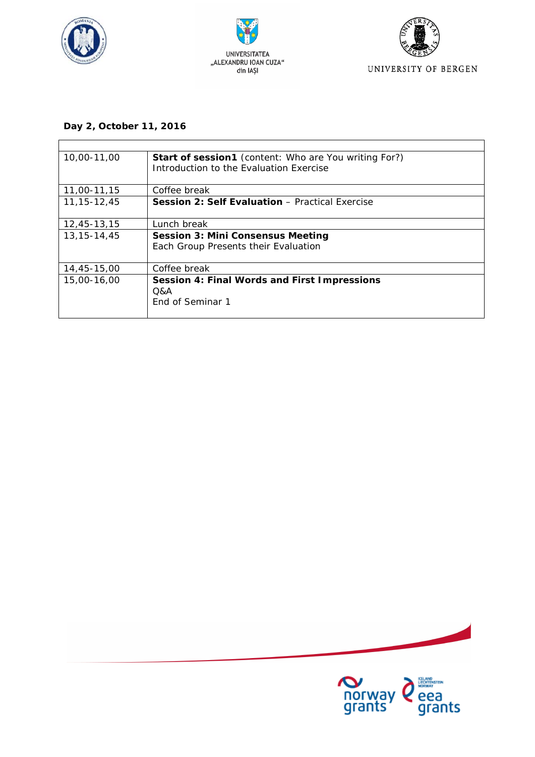UNIVERSITATEA „ALEXANDRU IOAN CUZA" din IAȘI

UNIVERSITY OF BERGEN

**Day 2, October 11, 2016**

| | |
|---|---|
| 10,00-11,00 | **Start of session1** (content: Who are You writing For?)<br>Introduction to the Evaluation Exercise |
| 11,00-11,15 | Coffee break |
| 11,15-12,45 | **Session 2: Self Evaluation** – Practical Exercise |
| 12,45-13,15 | Lunch break |
| 13,15-14,45 | **Session 3: Mini Consensus Meeting**<br>Each Group Presents their Evaluation |
| 14,45-15,00 | Coffee break |
| 15,00-16,00 | **Session 4: Final Words and First Impressions**<br>Q&A<br>End of Seminar 1 |

norway grants | Iceland Liechtenstein Norway eea grants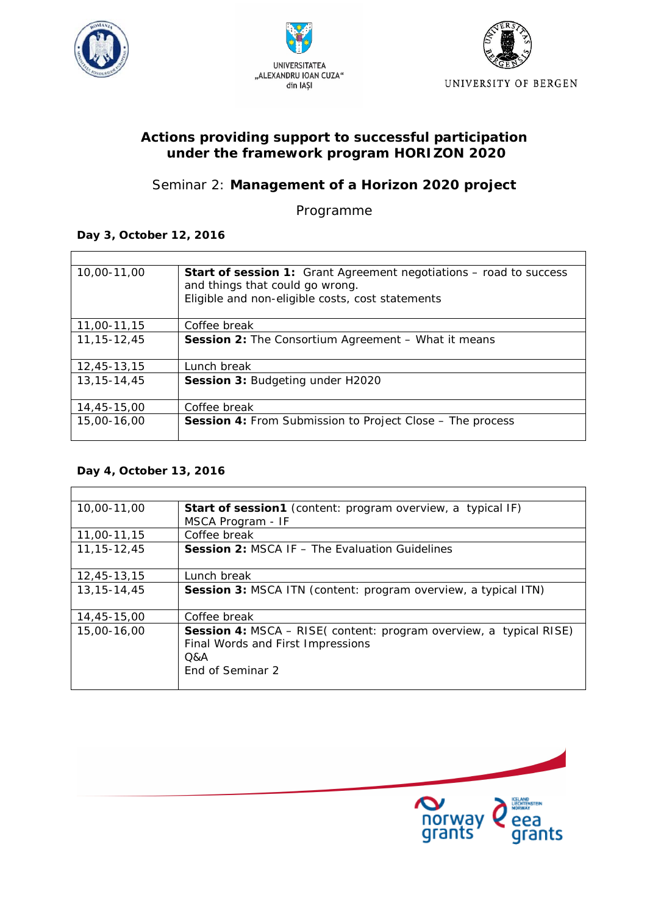UNIVERSITATEA „ALEXANDRU IOAN CUZA" din IAȘI

UNIVERSITY OF BERGEN

# Actions providing support to successful participation under the framework program HORIZON 2020

## Seminar 2: **Management of a Horizon 2020 project**

Programme

**Day 3, October 12, 2016**

| | |
|---|---|
| 10,00-11,00 | **Start of session 1:** Grant Agreement negotiations – road to success and things that could go wrong.<br>Eligible and non-eligible costs, cost statements |
| 11,00-11,15 | Coffee break |
| 11,15-12,45 | **Session 2:** The Consortium Agreement – What it means |
| 12,45-13,15 | Lunch break |
| 13,15-14,45 | **Session 3:** Budgeting under H2020 |
| 14,45-15,00 | Coffee break |
| 15,00-16,00 | **Session 4:** From Submission to Project Close – The process |

**Day 4, October 13, 2016**

| | |
|---|---|
| 10,00-11,00 | **Start of session1** (content: program overview, a typical IF)<br>MSCA Program - IF |
| 11,00-11,15 | Coffee break |
| 11,15-12,45 | **Session 2:** MSCA IF – The Evaluation Guidelines |
| 12,45-13,15 | Lunch break |
| 13,15-14,45 | **Session 3:** MSCA ITN (content: program overview, a typical ITN) |
| 14,45-15,00 | Coffee break |
| 15,00-16,00 | **Session 4:** MSCA – RISE( content: program overview, a typical RISE)<br>Final Words and First Impressions<br>Q&A<br>End of Seminar 2 |

norway grants

ICELAND LIECHTENSTEIN NORWAY eea grants